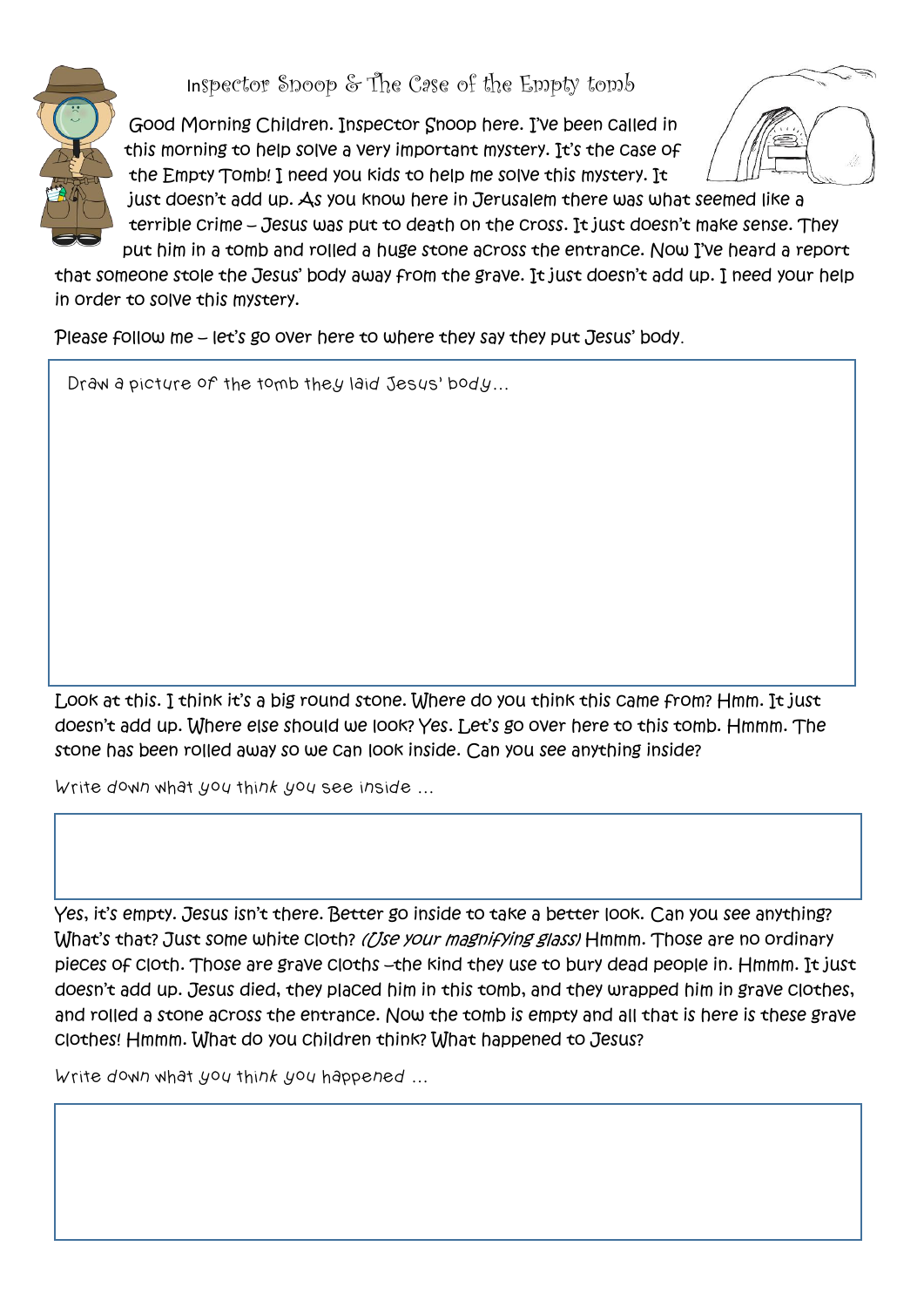# Inspector Snoop & The Case of the Empty tomb

Good Morning Children. Inspector Snoop here. I've been called in this morning to help solve a very important mystery. It's the case of the Empty Tomb! I need you kids to help me solve this mystery. It just doesn't add up. As you know here in Jerusalem there was what seemed like a terrible crime – Jesus was put to death on the cross. It just doesn't make sense. They put him in a tomb and rolled a huge stone across the entrance. Now I've heard a report that someone stole the Jesus' body away from the grave. It just doesn't add up. I need your help in order to solve this mystery.

Please follow me – let's go over here to where they say they put Jesus' body.

| Draw a picture of the tomb they laid Jesus' body… |
| --- |
| |

Look at this. I think it's a big round stone. Where do you think this came from? Hmm. It just doesn't add up. Where else should we look? Yes. Let's go over here to this tomb. Hmmm. The stone has been rolled away so we can look inside. Can you see anything inside?

Write down what you think you see inside …

| |
| --- |
| |

Yes, it's empty. Jesus isn't there. Better go inside to take a better look. Can you see anything? What's that? Just some white cloth? *(Use your magnifying glass)* Hmmm. Those are no ordinary pieces of cloth. Those are grave cloths –the kind they use to bury dead people in. Hmmm. It just doesn't add up. Jesus died, they placed him in this tomb, and they wrapped him in grave clothes, and rolled a stone across the entrance. Now the tomb is empty and all that is here is these grave clothes! Hmmm. What do you children think? What happened to Jesus?

Write down what you think you happened …

| |
| --- |
| |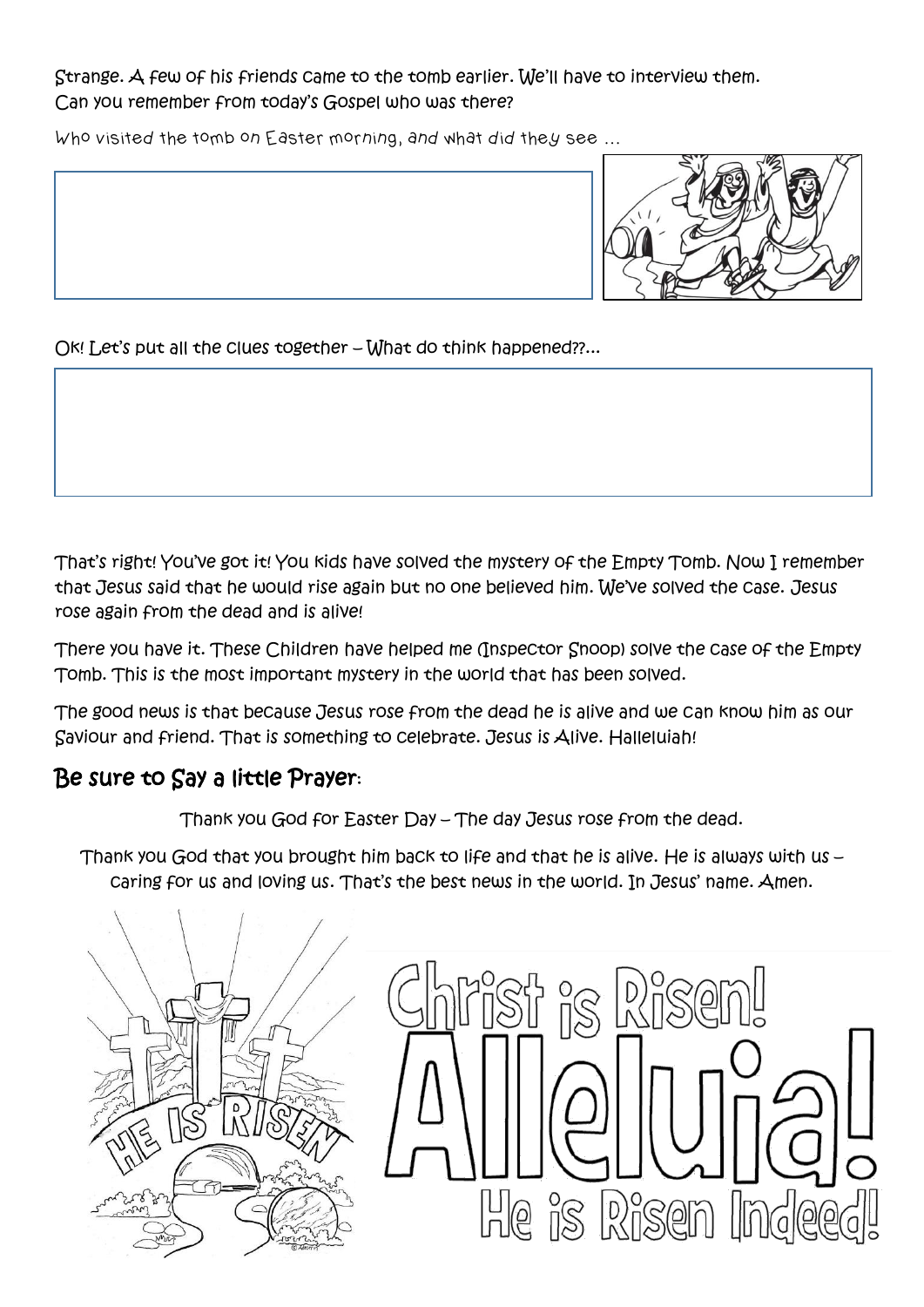Strange. A few of his friends came to the tomb earlier. We'll have to interview them. Can you remember from today's Gospel who was there?

Who visited the tomb on Easter morning, and what did they see …

Ok! Let's put all the clues together – What do think happened??...

That's right! You've got it! You kids have solved the mystery of the Empty Tomb. Now I remember that Jesus said that he would rise again but no one believed him. We've solved the case. Jesus rose again from the dead and is alive!

There you have it. These Children have helped me (Inspector Snoop) solve the case of the Empty Tomb. This is the most important mystery in the world that has been solved.

The good news is that because Jesus rose from the dead he is alive and we can know him as our Saviour and friend. That is something to celebrate. Jesus is Alive. Halleluiah!

## Be sure to Say a little Prayer:

Thank you God for Easter Day – The day Jesus rose from the dead.

Thank you God that you brought him back to life and that he is alive. He is always with us – caring for us and loving us. That's the best news in the world. In Jesus' name. Amen.

HE IS RISEN

Christ is Risen!

Alleluia!

He is Risen Indeed!